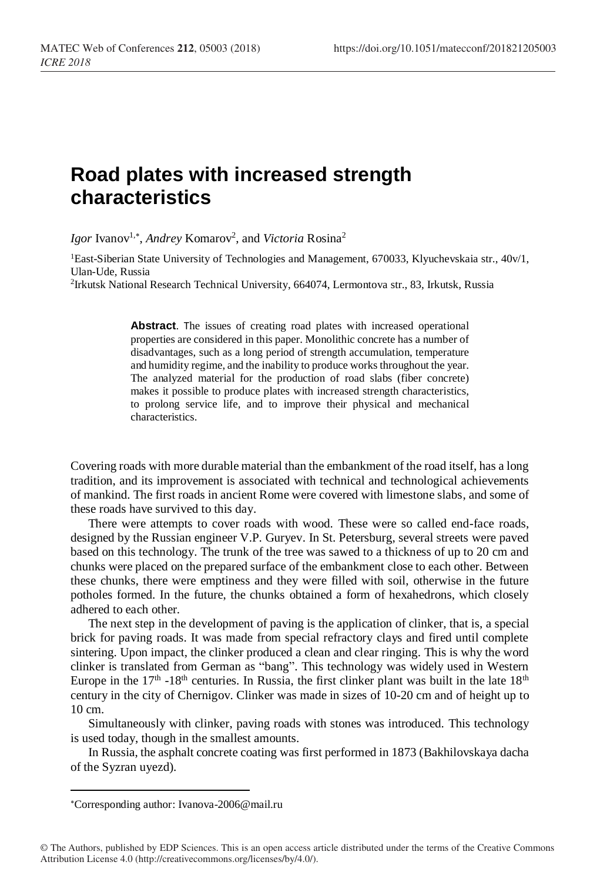# Road plates with increased strength characteristics

*Igor* Ivanov[1,*], *Andrey* Komarov[2], and *Victoria* Rosina[2]

[1]East-Siberian State University of Technologies and Management, 670033, Klyuchevskaia str., 40v/1, Ulan-Ude, Russia

[2]Irkutsk National Research Technical University, 664074, Lermontova str., 83, Irkutsk, Russia

**Abstract**. The issues of creating road plates with increased operational properties are considered in this paper. Monolithic concrete has a number of disadvantages, such as a long period of strength accumulation, temperature and humidity regime, and the inability to produce works throughout the year. The analyzed material for the production of road slabs (fiber concrete) makes it possible to produce plates with increased strength characteristics, to prolong service life, and to improve their physical and mechanical characteristics.

Covering roads with more durable material than the embankment of the road itself, has a long tradition, and its improvement is associated with technical and technological achievements of mankind. The first roads in ancient Rome were covered with limestone slabs, and some of these roads have survived to this day.

There were attempts to cover roads with wood. These were so called end-face roads, designed by the Russian engineer V.P. Guryev. In St. Petersburg, several streets were paved based on this technology. The trunk of the tree was sawed to a thickness of up to 20 cm and chunks were placed on the prepared surface of the embankment close to each other. Between these chunks, there were emptiness and they were filled with soil, otherwise in the future potholes formed. In the future, the chunks obtained a form of hexahedrons, which closely adhered to each other.

The next step in the development of paving is the application of clinker, that is, a special brick for paving roads. It was made from special refractory clays and fired until complete sintering. Upon impact, the clinker produced a clean and clear ringing. This is why the word clinker is translated from German as "bang". This technology was widely used in Western Europe in the 17th -18th centuries. In Russia, the first clinker plant was built in the late 18th century in the city of Chernigov. Clinker was made in sizes of 10-20 cm and of height up to 10 cm.

Simultaneously with clinker, paving roads with stones was introduced. This technology is used today, though in the smallest amounts.

In Russia, the asphalt concrete coating was first performed in 1873 (Bakhilovskaya dacha of the Syzran uyezd).

*Corresponding author: Ivanova-2006@mail.ru

© The Authors, published by EDP Sciences. This is an open access article distributed under the terms of the Creative Commons Attribution License 4.0 (http://creativecommons.org/licenses/by/4.0/).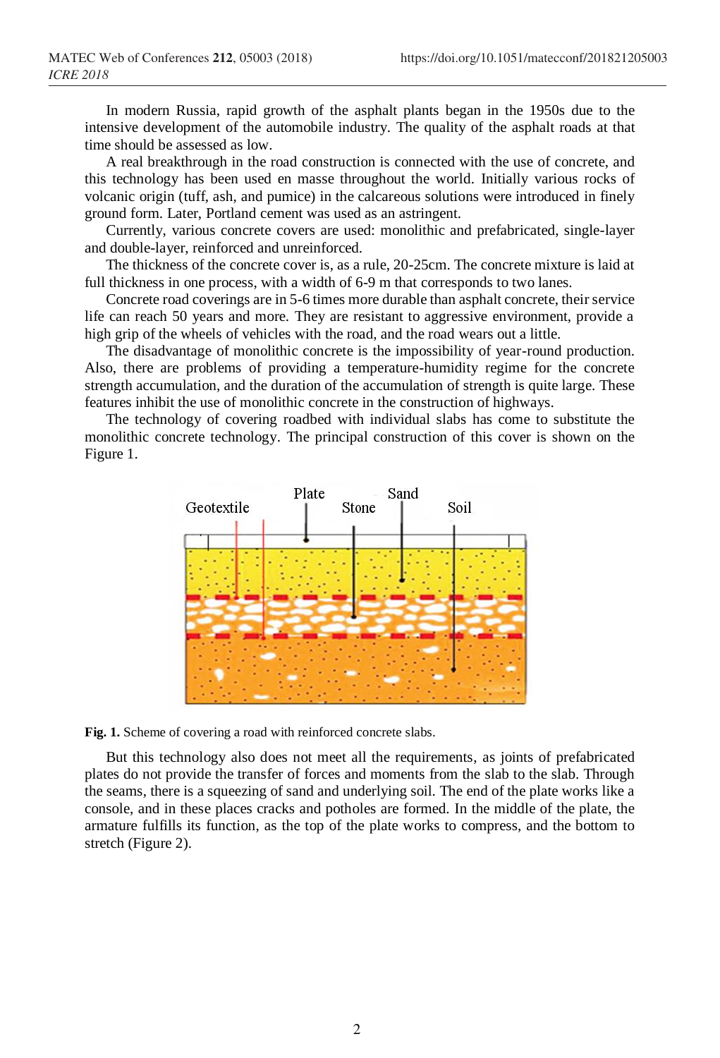In modern Russia, rapid growth of the asphalt plants began in the 1950s due to the intensive development of the automobile industry. The quality of the asphalt roads at that time should be assessed as low.

A real breakthrough in the road construction is connected with the use of concrete, and this technology has been used en masse throughout the world. Initially various rocks of volcanic origin (tuff, ash, and pumice) in the calcareous solutions were introduced in finely ground form. Later, Portland cement was used as an astringent.

Currently, various concrete covers are used: monolithic and prefabricated, single-layer and double-layer, reinforced and unreinforced.

The thickness of the concrete cover is, as a rule, 20-25cm. The concrete mixture is laid at full thickness in one process, with a width of 6-9 m that corresponds to two lanes.

Concrete road coverings are in 5-6 times more durable than asphalt concrete, their service life can reach 50 years and more. They are resistant to aggressive environment, provide a high grip of the wheels of vehicles with the road, and the road wears out a little.

The disadvantage of monolithic concrete is the impossibility of year-round production. Also, there are problems of providing a temperature-humidity regime for the concrete strength accumulation, and the duration of the accumulation of strength is quite large. These features inhibit the use of monolithic concrete in the construction of highways.

The technology of covering roadbed with individual slabs has come to substitute the monolithic concrete technology. The principal construction of this cover is shown on the Figure 1.

Geotextile Plate Stone Sand Soil

**Fig. 1.** Scheme of covering a road with reinforced concrete slabs.

But this technology also does not meet all the requirements, as joints of prefabricated plates do not provide the transfer of forces and moments from the slab to the slab. Through the seams, there is a squeezing of sand and underlying soil. The end of the plate works like a console, and in these places cracks and potholes are formed. In the middle of the plate, the armature fulfills its function, as the top of the plate works to compress, and the bottom to stretch (Figure 2).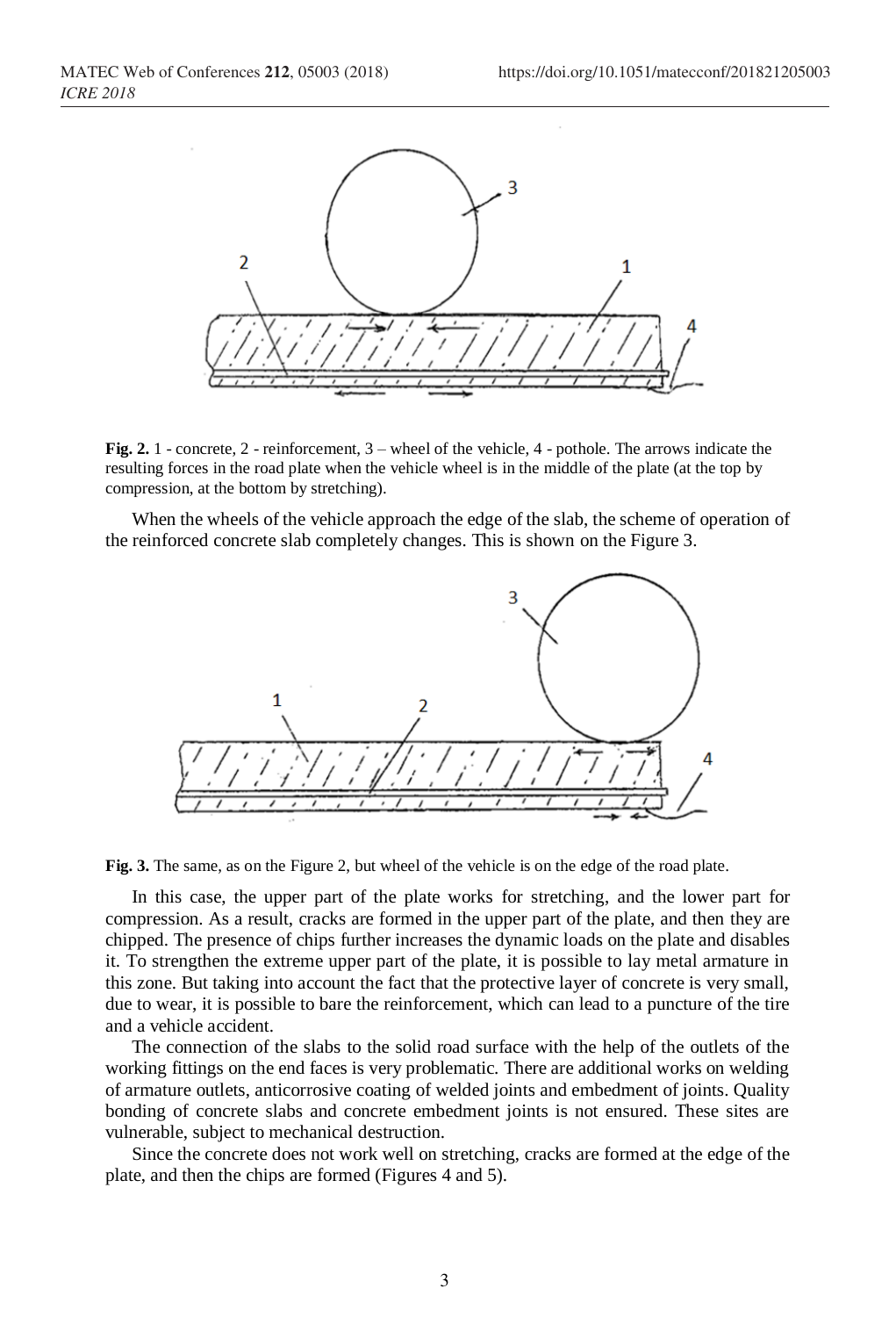**Fig. 2.** 1 - concrete, 2 - reinforcement, 3 – wheel of the vehicle, 4 - pothole. The arrows indicate the resulting forces in the road plate when the vehicle wheel is in the middle of the plate (at the top by compression, at the bottom by stretching).

When the wheels of the vehicle approach the edge of the slab, the scheme of operation of the reinforced concrete slab completely changes. This is shown on the Figure 3.

**Fig. 3.** The same, as on the Figure 2, but wheel of the vehicle is on the edge of the road plate.

In this case, the upper part of the plate works for stretching, and the lower part for compression. As a result, cracks are formed in the upper part of the plate, and then they are chipped. The presence of chips further increases the dynamic loads on the plate and disables it. To strengthen the extreme upper part of the plate, it is possible to lay metal armature in this zone. But taking into account the fact that the protective layer of concrete is very small, due to wear, it is possible to bare the reinforcement, which can lead to a puncture of the tire and a vehicle accident.

The connection of the slabs to the solid road surface with the help of the outlets of the working fittings on the end faces is very problematic. There are additional works on welding of armature outlets, anticorrosive coating of welded joints and embedment of joints. Quality bonding of concrete slabs and concrete embedment joints is not ensured. These sites are vulnerable, subject to mechanical destruction.

Since the concrete does not work well on stretching, cracks are formed at the edge of the plate, and then the chips are formed (Figures 4 and 5).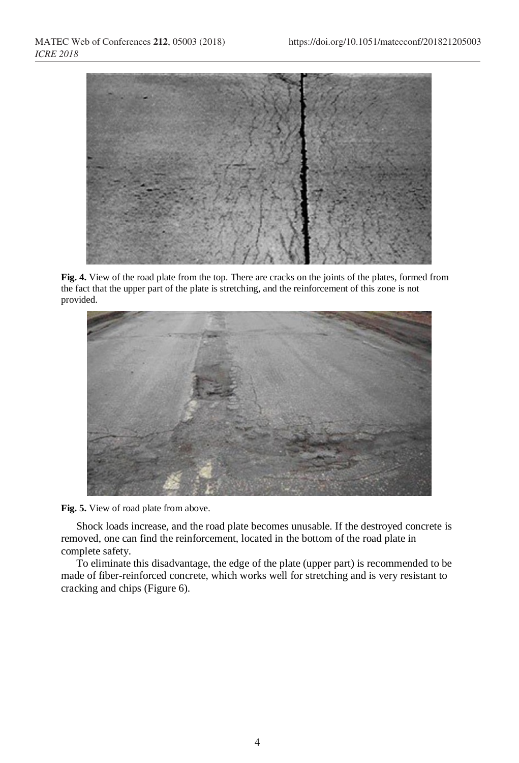**Fig. 4.** View of the road plate from the top. There are cracks on the joints of the plates, formed from the fact that the upper part of the plate is stretching, and the reinforcement of this zone is not provided.

**Fig. 5.** View of road plate from above.

Shock loads increase, and the road plate becomes unusable. If the destroyed concrete is removed, one can find the reinforcement, located in the bottom of the road plate in complete safety.

To eliminate this disadvantage, the edge of the plate (upper part) is recommended to be made of fiber-reinforced concrete, which works well for stretching and is very resistant to cracking and chips (Figure 6).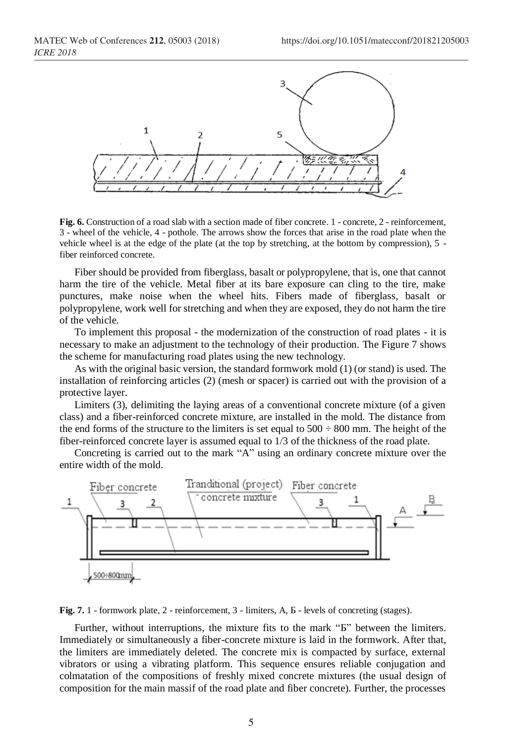**Fig. 6.** Construction of a road slab with a section made of fiber concrete. 1 - concrete, 2 - reinforcement, 3 - wheel of the vehicle, 4 - pothole. The arrows show the forces that arise in the road plate when the vehicle wheel is at the edge of the plate (at the top by stretching, at the bottom by compression), 5 - fiber reinforced concrete.

Fiber should be provided from fiberglass, basalt or polypropylene, that is, one that cannot harm the tire of the vehicle. Metal fiber at its bare exposure can cling to the tire, make punctures, make noise when the wheel hits. Fibers made of fiberglass, basalt or polypropylene, work well for stretching and when they are exposed, they do not harm the tire of the vehicle.

To implement this proposal - the modernization of the construction of road plates - it is necessary to make an adjustment to the technology of their production. The Figure 7 shows the scheme for manufacturing road plates using the new technology.

As with the original basic version, the standard formwork mold (1) (or stand) is used. The installation of reinforcing articles (2) (mesh or spacer) is carried out with the provision of a protective layer.

Limiters (3), delimiting the laying areas of a conventional concrete mixture (of a given class) and a fiber-reinforced concrete mixture, are installed in the mold. The distance from the end forms of the structure to the limiters is set equal to 500 ÷ 800 mm. The height of the fiber-reinforced concrete layer is assumed equal to 1/3 of the thickness of the road plate.

Concreting is carried out to the mark "A" using an ordinary concrete mixture over the entire width of the mold.

**Fig. 7.** 1 - formwork plate, 2 - reinforcement, 3 - limiters, A, Б - levels of concreting (stages).

Further, without interruptions, the mixture fits to the mark "Б" between the limiters. Immediately or simultaneously a fiber-concrete mixture is laid in the formwork. After that, the limiters are immediately deleted. The concrete mix is compacted by surface, external vibrators or using a vibrating platform. This sequence ensures reliable conjugation and colmatation of the compositions of freshly mixed concrete mixtures (the usual design of composition for the main massif of the road plate and fiber concrete). Further, the processes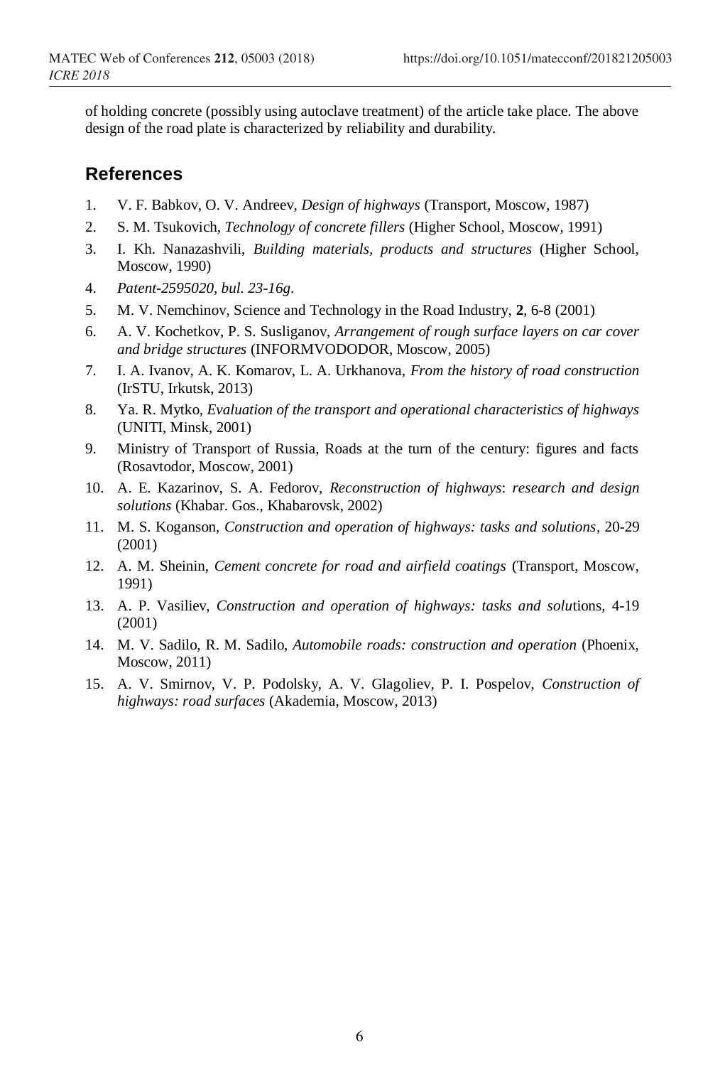of holding concrete (possibly using autoclave treatment) of the article take place. The above design of the road plate is characterized by reliability and durability.

## References

1. V. F. Babkov, O. V. Andreev, *Design of highways* (Transport, Moscow, 1987)
2. S. M. Tsukovich, *Technology of concrete fillers* (Higher School, Moscow, 1991)
3. I. Kh. Nanazashvili, *Building materials, products and structures* (Higher School, Moscow, 1990)
4. *Patent-2595020, bul. 23-16g*.
5. M. V. Nemchinov, Science and Technology in the Road Industry, **2**, 6-8 (2001)
6. A. V. Kochetkov, P. S. Susliganov, *Arrangement of rough surface layers on car cover and bridge structures* (INFORMVODODOR, Moscow, 2005)
7. I. A. Ivanov, A. K. Komarov, L. A. Urkhanova, *From the history of road construction* (IrSTU, Irkutsk, 2013)
8. Ya. R. Mytko, *Evaluation of the transport and operational characteristics of highways* (UNITI, Minsk, 2001)
9. Ministry of Transport of Russia, Roads at the turn of the century: figures and facts (Rosavtodor, Moscow, 2001)
10. A. E. Kazarinov, S. A. Fedorov, *Reconstruction of highways*: *research and design solutions* (Khabar. Gos., Khabarovsk, 2002)
11. M. S. Koganson, *Construction and operation of highways: tasks and solutions*, 20-29 (2001)
12. A. M. Sheinin, *Cement concrete for road and airfield coatings* (Transport, Moscow, 1991)
13. A. P. Vasiliev, *Construction and operation of highways: tasks and solu*tions, 4-19 (2001)
14. M. V. Sadilo, R. M. Sadilo, *Automobile roads: construction and operation* (Phoenix, Moscow, 2011)
15. A. V. Smirnov, V. P. Podolsky, A. V. Glagoliev, P. I. Pospelov, *Construction of highways: road surfaces* (Akademia, Moscow, 2013)